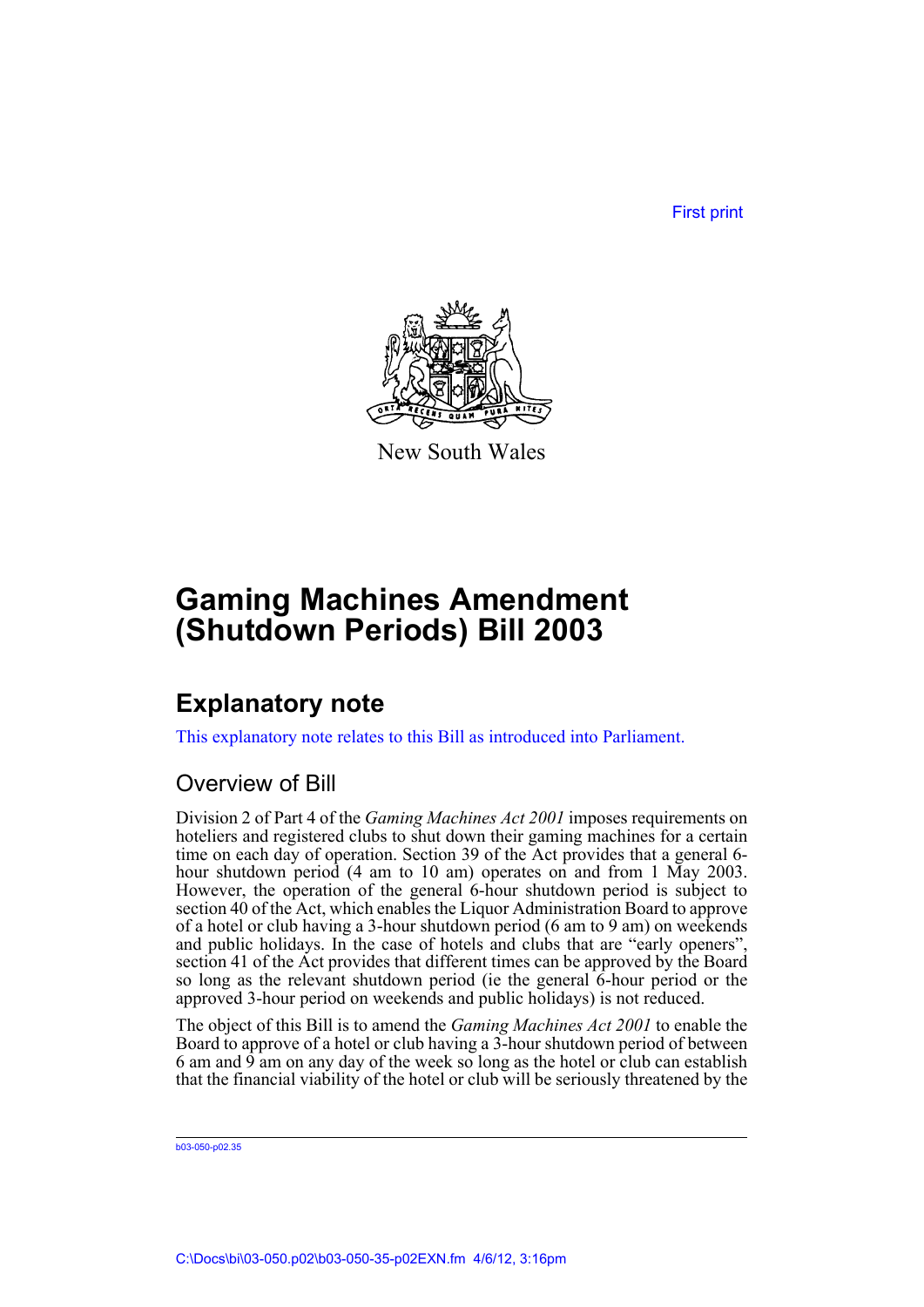First print

New South Wales

# Gaming Machines Amendment (Shutdown Periods) Bill 2003

## Explanatory note

This explanatory note relates to this Bill as introduced into Parliament.

### Overview of Bill

Division 2 of Part 4 of the *Gaming Machines Act 2001* imposes requirements on hoteliers and registered clubs to shut down their gaming machines for a certain time on each day of operation. Section 39 of the Act provides that a general 6-hour shutdown period (4 am to 10 am) operates on and from 1 May 2003. However, the operation of the general 6-hour shutdown period is subject to section 40 of the Act, which enables the Liquor Administration Board to approve of a hotel or club having a 3-hour shutdown period (6 am to 9 am) on weekends and public holidays. In the case of hotels and clubs that are "early openers", section 41 of the Act provides that different times can be approved by the Board so long as the relevant shutdown period (ie the general 6-hour period or the approved 3-hour period on weekends and public holidays) is not reduced.

The object of this Bill is to amend the *Gaming Machines Act 2001* to enable the Board to approve of a hotel or club having a 3-hour shutdown period of between 6 am and 9 am on any day of the week so long as the hotel or club can establish that the financial viability of the hotel or club will be seriously threatened by the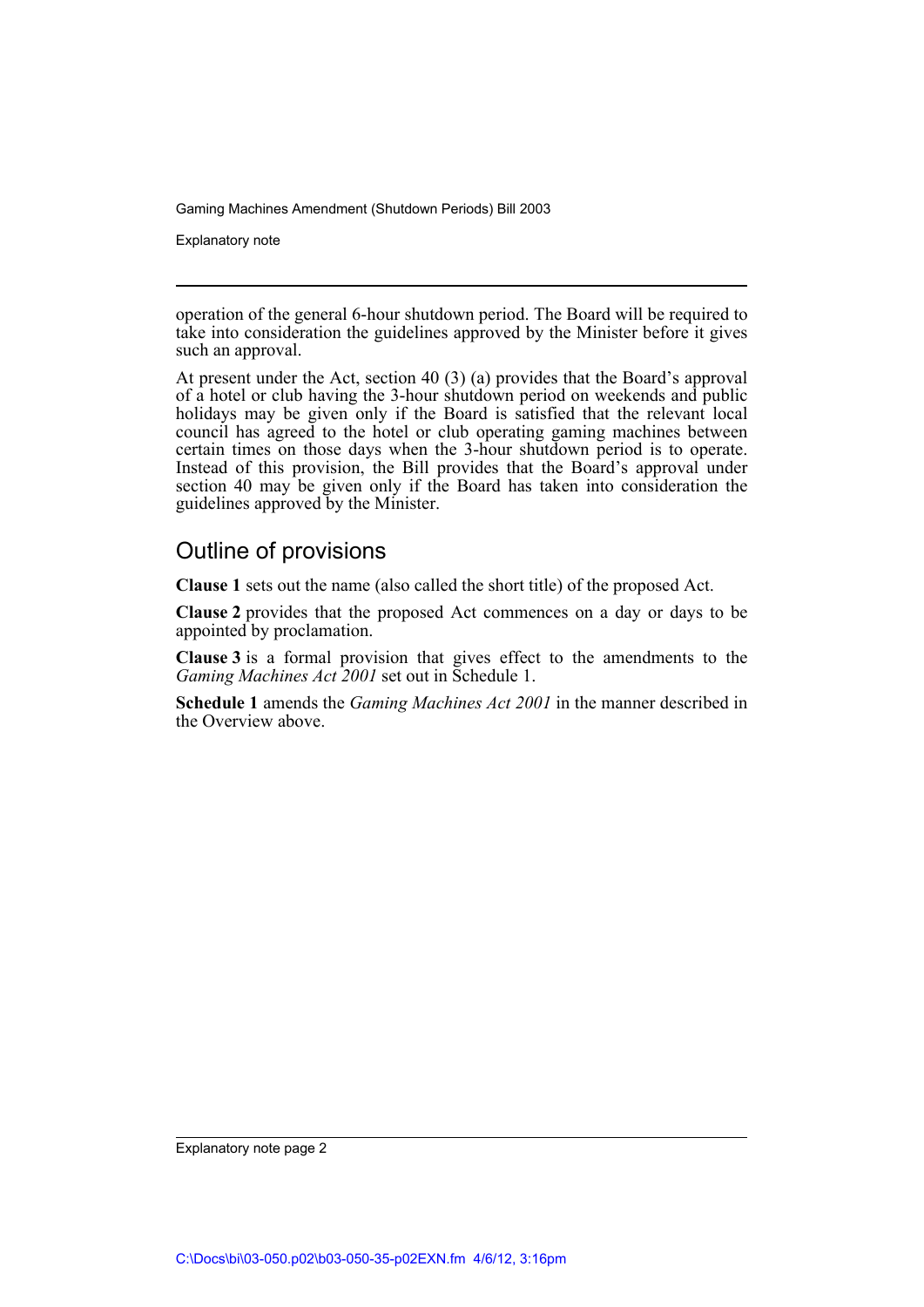operation of the general 6-hour shutdown period. The Board will be required to take into consideration the guidelines approved by the Minister before it gives such an approval.

At present under the Act, section 40 (3) (a) provides that the Board's approval of a hotel or club having the 3-hour shutdown period on weekends and public holidays may be given only if the Board is satisfied that the relevant local council has agreed to the hotel or club operating gaming machines between certain times on those days when the 3-hour shutdown period is to operate. Instead of this provision, the Bill provides that the Board's approval under section 40 may be given only if the Board has taken into consideration the guidelines approved by the Minister.

## Outline of provisions

**Clause 1** sets out the name (also called the short title) of the proposed Act.

**Clause 2** provides that the proposed Act commences on a day or days to be appointed by proclamation.

**Clause 3** is a formal provision that gives effect to the amendments to the *Gaming Machines Act 2001* set out in Schedule 1.

**Schedule 1** amends the *Gaming Machines Act 2001* in the manner described in the Overview above.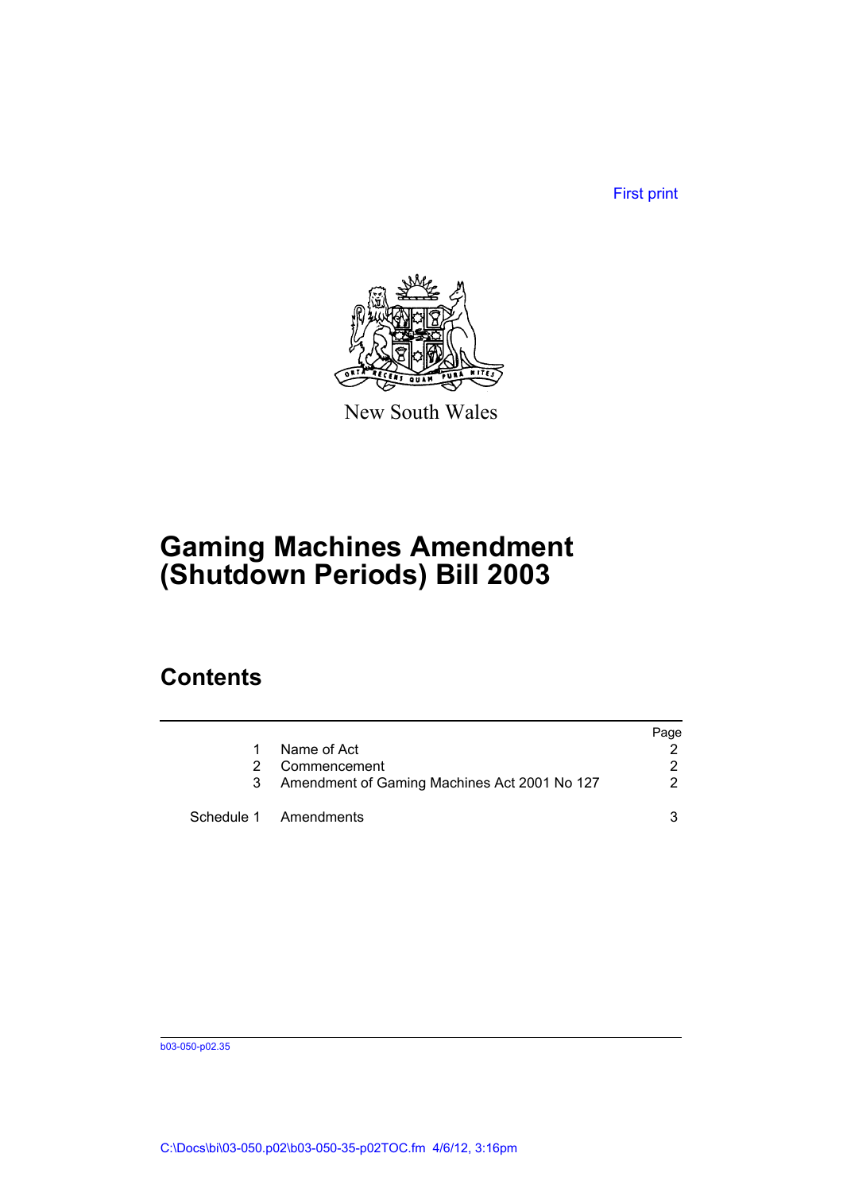First print

New South Wales

# Gaming Machines Amendment (Shutdown Periods) Bill 2003

## Contents

| | | Page |
|---|---|---|
| 1 | Name of Act | 2 |
| 2 | Commencement | 2 |
| 3 | Amendment of Gaming Machines Act 2001 No 127 | 2 |
| Schedule 1 | Amendments | 3 |

b03-050-p02.35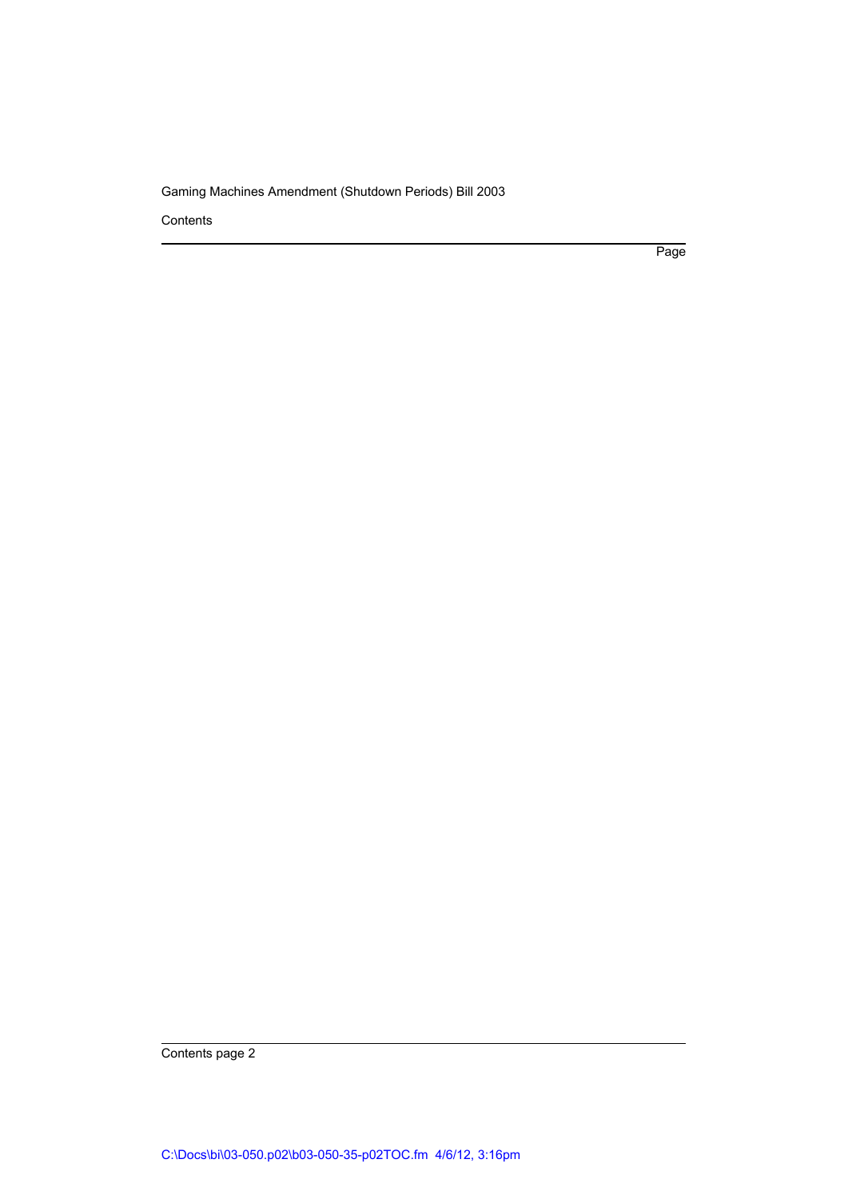Contents

Page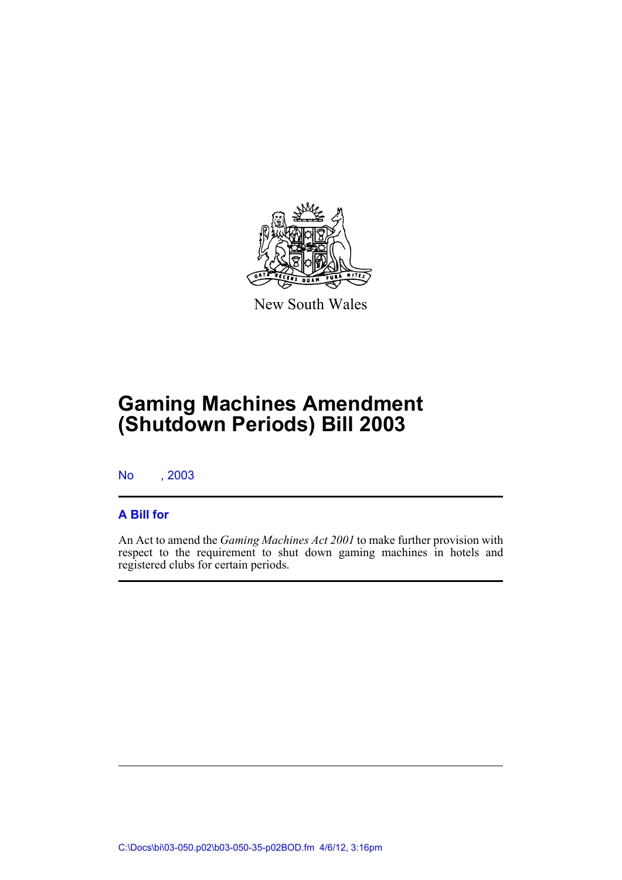New South Wales

# Gaming Machines Amendment (Shutdown Periods) Bill 2003

No , 2003

## A Bill for

An Act to amend the *Gaming Machines Act 2001* to make further provision with respect to the requirement to shut down gaming machines in hotels and registered clubs for certain periods.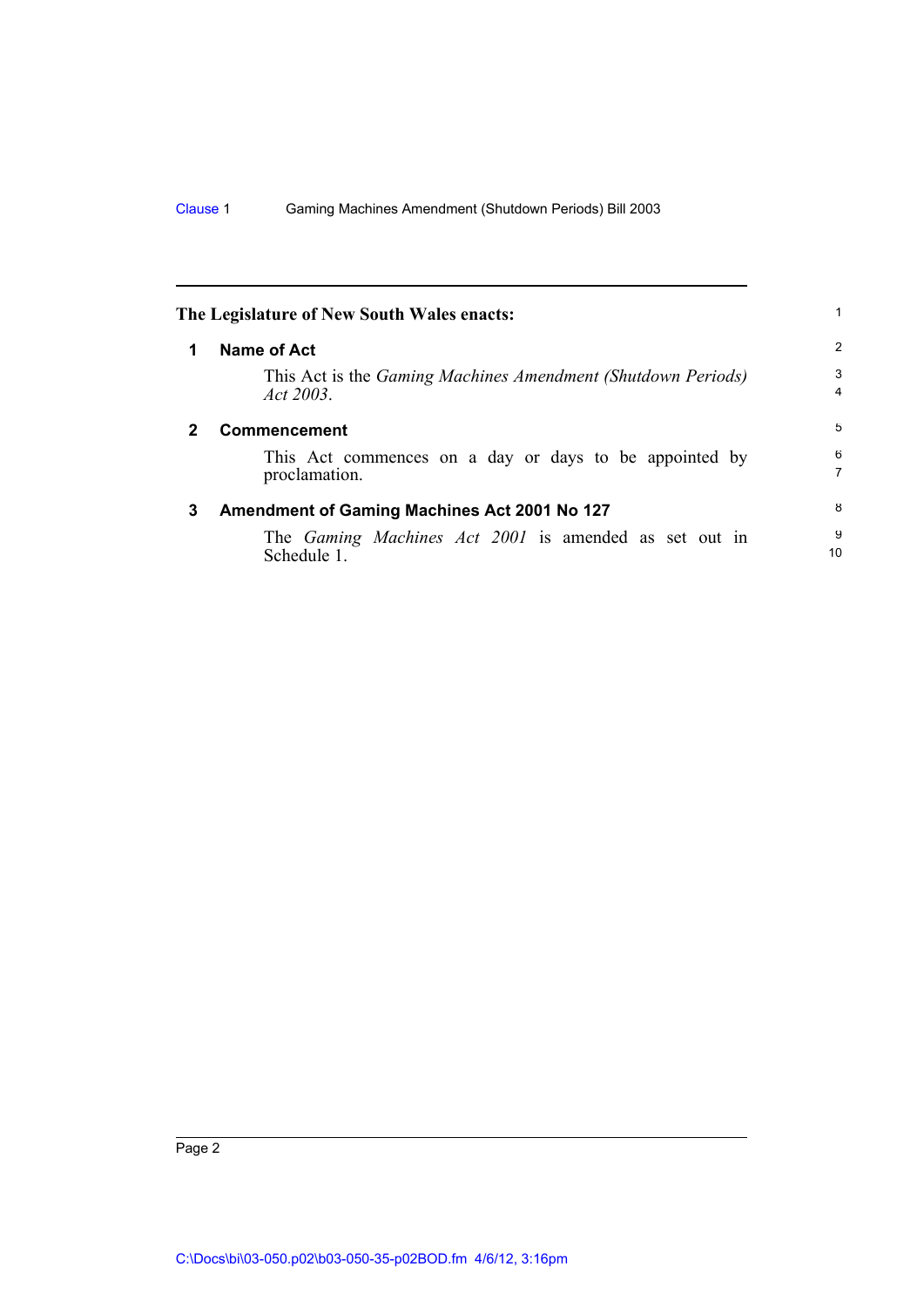**The Legislature of New South Wales enacts:**

## 1 Name of Act

This Act is the *Gaming Machines Amendment (Shutdown Periods) Act 2003*.

## 2 Commencement

This Act commences on a day or days to be appointed by proclamation.

## 3 Amendment of Gaming Machines Act 2001 No 127

The *Gaming Machines Act 2001* is amended as set out in Schedule 1.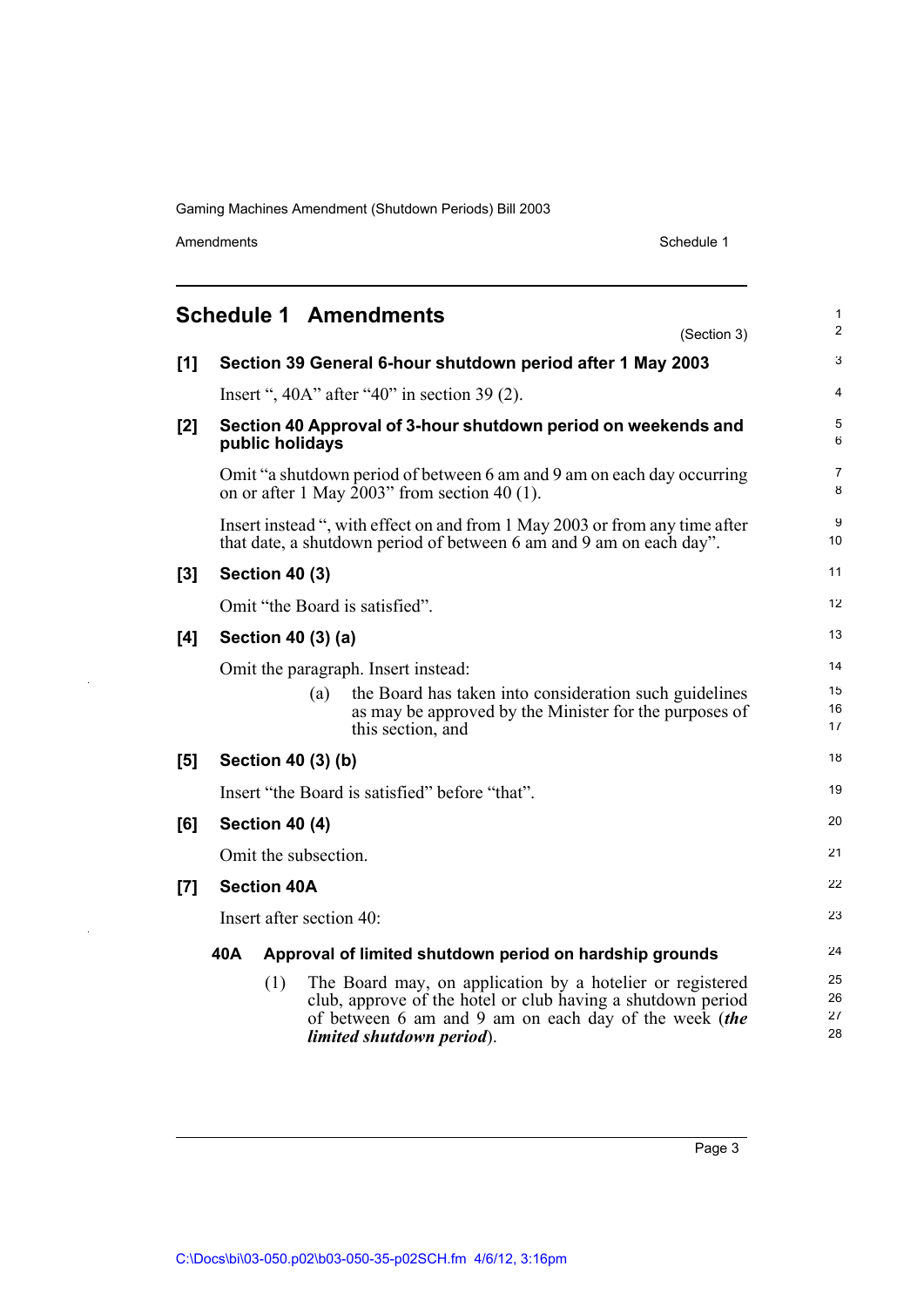## Schedule 1 Amendments

(Section 3)

**[1] Section 39 General 6-hour shutdown period after 1 May 2003**

Insert ", 40A" after "40" in section 39 (2).

**[2] Section 40 Approval of 3-hour shutdown period on weekends and public holidays**

Omit "a shutdown period of between 6 am and 9 am on each day occurring on or after 1 May 2003" from section 40 (1).

Insert instead ", with effect on and from 1 May 2003 or from any time after that date, a shutdown period of between 6 am and 9 am on each day".

**[3] Section 40 (3)**

Omit "the Board is satisfied".

**[4] Section 40 (3) (a)**

Omit the paragraph. Insert instead:

(a) the Board has taken into consideration such guidelines as may be approved by the Minister for the purposes of this section, and

**[5] Section 40 (3) (b)**

Insert "the Board is satisfied" before "that".

**[6] Section 40 (4)**

Omit the subsection.

**[7] Section 40A**

Insert after section 40:

**40A Approval of limited shutdown period on hardship grounds**

(1) The Board may, on application by a hotelier or registered club, approve of the hotel or club having a shutdown period of between 6 am and 9 am on each day of the week (***the limited shutdown period***).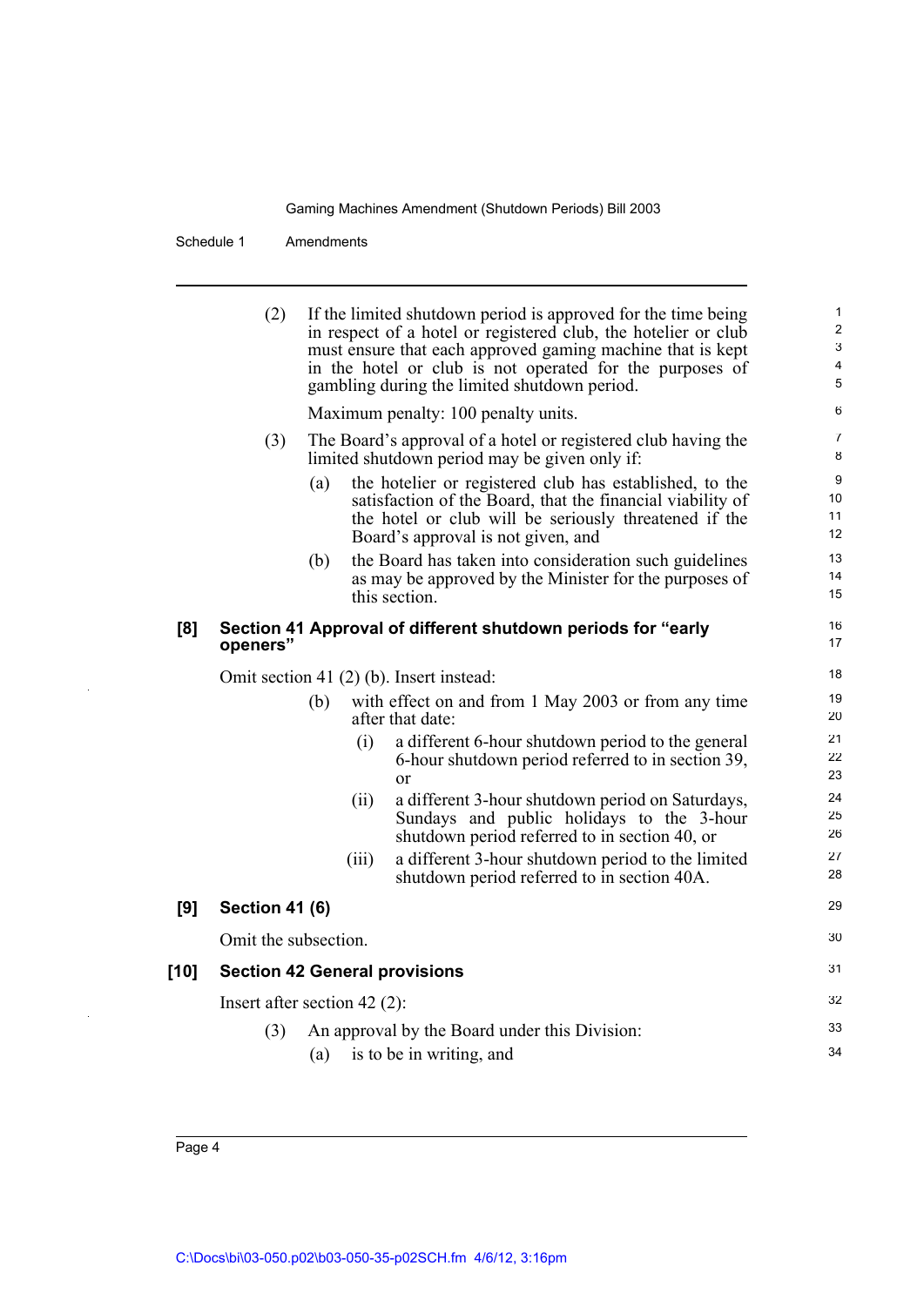(2) If the limited shutdown period is approved for the time being in respect of a hotel or registered club, the hotelier or club must ensure that each approved gaming machine that is kept in the hotel or club is not operated for the purposes of gambling during the limited shutdown period.

Maximum penalty: 100 penalty units.

(3) The Board's approval of a hotel or registered club having the limited shutdown period may be given only if:

(a) the hotelier or registered club has established, to the satisfaction of the Board, that the financial viability of the hotel or club will be seriously threatened if the Board's approval is not given, and

(b) the Board has taken into consideration such guidelines as may be approved by the Minister for the purposes of this section.

**[8] Section 41 Approval of different shutdown periods for "early openers"**

Omit section 41 (2) (b). Insert instead:

(b) with effect on and from 1 May 2003 or from any time after that date:

(i) a different 6-hour shutdown period to the general 6-hour shutdown period referred to in section 39, or

(ii) a different 3-hour shutdown period on Saturdays, Sundays and public holidays to the 3-hour shutdown period referred to in section 40, or

(iii) a different 3-hour shutdown period to the limited shutdown period referred to in section 40A.

**[9] Section 41 (6)**

Omit the subsection.

**[10] Section 42 General provisions**

Insert after section 42 (2):

(3) An approval by the Board under this Division:

(a) is to be in writing, and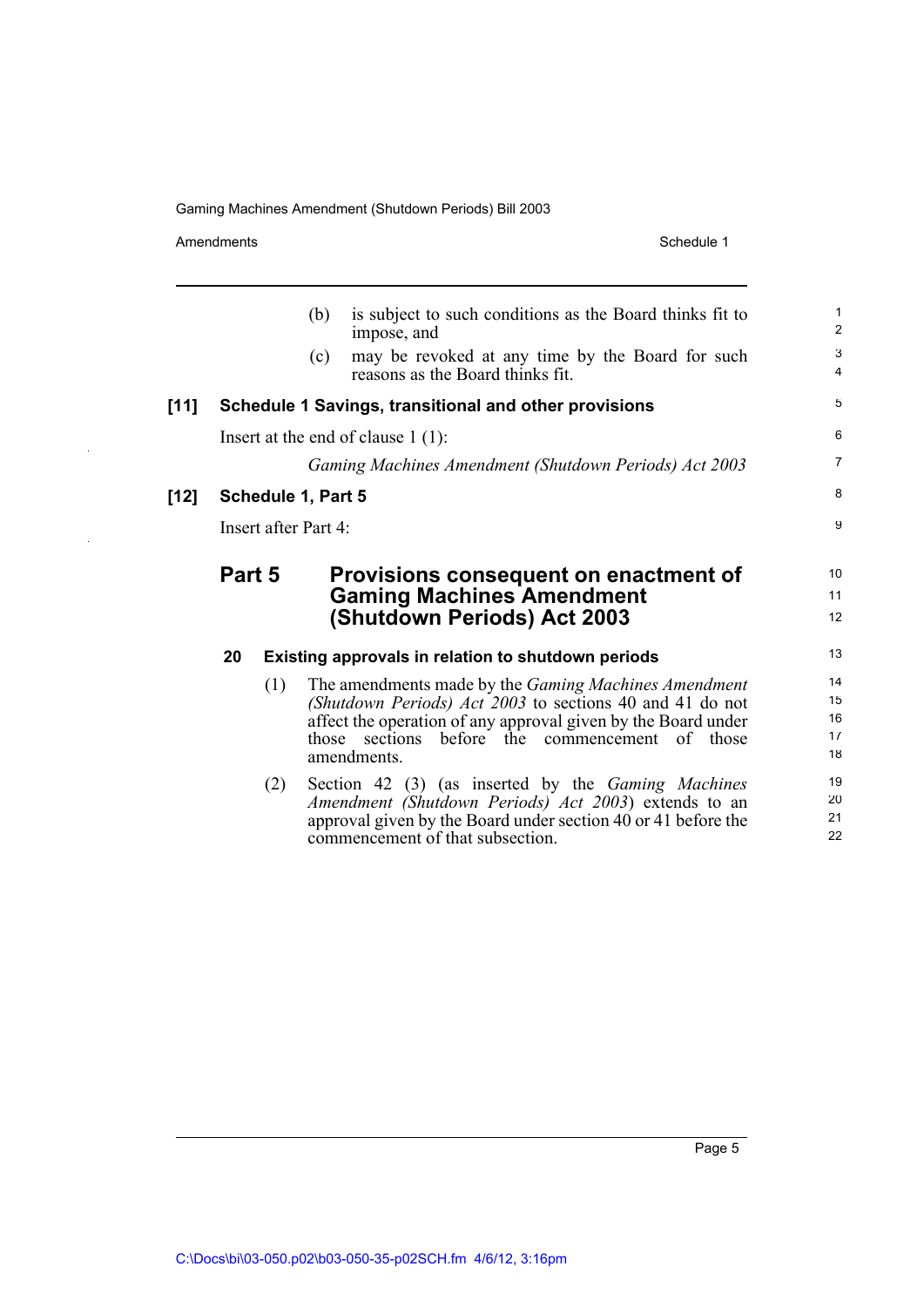(b) is subject to such conditions as the Board thinks fit to impose, and

(c) may be revoked at any time by the Board for such reasons as the Board thinks fit.

**[11] Schedule 1 Savings, transitional and other provisions**

Insert at the end of clause 1 (1):

*Gaming Machines Amendment (Shutdown Periods) Act 2003*

**[12] Schedule 1, Part 5**

Insert after Part 4:

## Part 5 Provisions consequent on enactment of Gaming Machines Amendment (Shutdown Periods) Act 2003

### 20 Existing approvals in relation to shutdown periods

(1) The amendments made by the *Gaming Machines Amendment (Shutdown Periods) Act 2003* to sections 40 and 41 do not affect the operation of any approval given by the Board under those sections before the commencement of those amendments.

(2) Section 42 (3) (as inserted by the *Gaming Machines Amendment (Shutdown Periods) Act 2003*) extends to an approval given by the Board under section 40 or 41 before the commencement of that subsection.